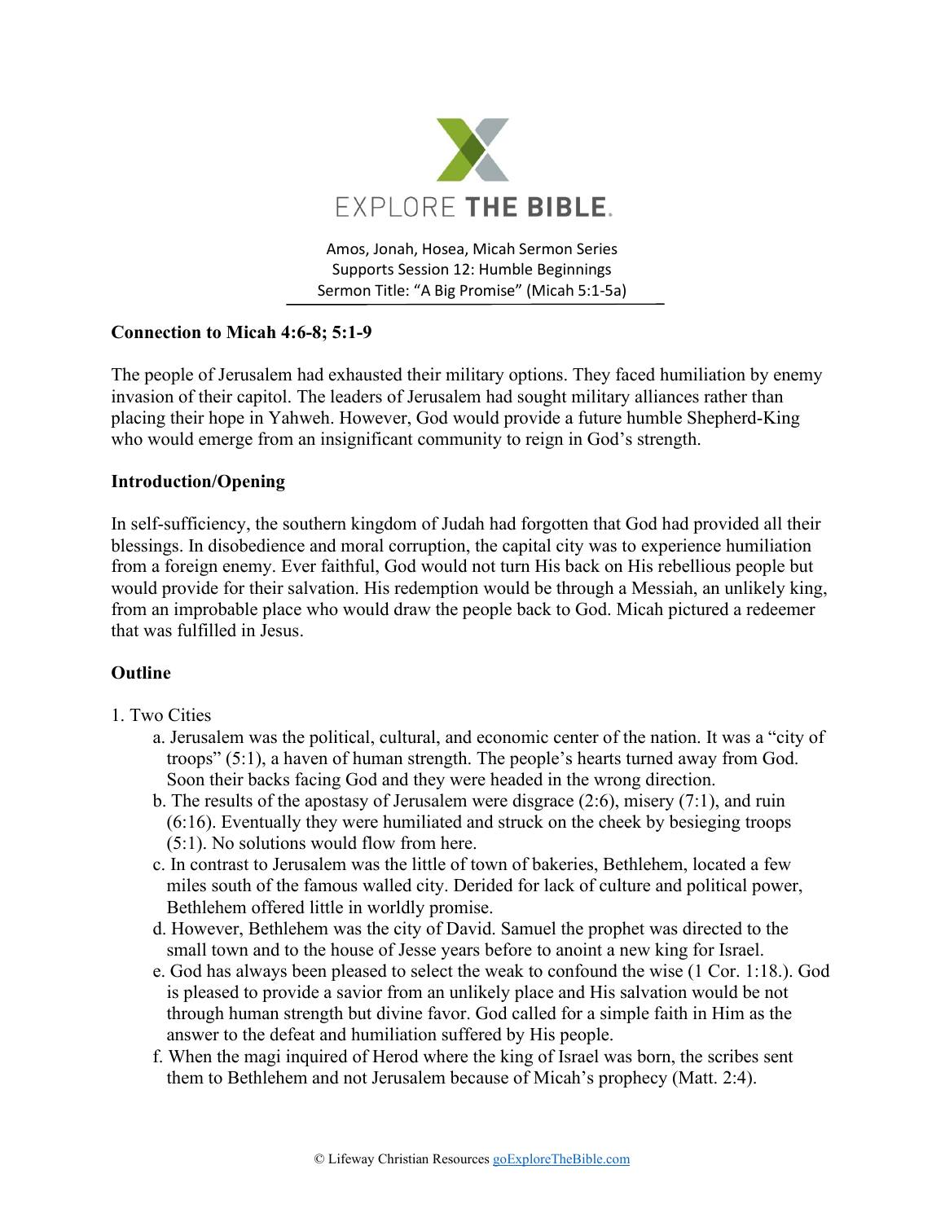EXPLORE THE BIBLE.

Amos, Jonah, Hosea, Micah Sermon Series
Supports Session 12: Humble Beginnings
Sermon Title: "A Big Promise" (Micah 5:1-5a)

**Connection to Micah 4:6-8; 5:1-9**

The people of Jerusalem had exhausted their military options. They faced humiliation by enemy invasion of their capitol. The leaders of Jerusalem had sought military alliances rather than placing their hope in Yahweh. However, God would provide a future humble Shepherd-King who would emerge from an insignificant community to reign in God's strength.

**Introduction/Opening**

In self-sufficiency, the southern kingdom of Judah had forgotten that God had provided all their blessings. In disobedience and moral corruption, the capital city was to experience humiliation from a foreign enemy. Ever faithful, God would not turn His back on His rebellious people but would provide for their salvation. His redemption would be through a Messiah, an unlikely king, from an improbable place who would draw the people back to God. Micah pictured a redeemer that was fulfilled in Jesus.

**Outline**

1. Two Cities
   a. Jerusalem was the political, cultural, and economic center of the nation. It was a "city of troops" (5:1), a haven of human strength. The people's hearts turned away from God. Soon their backs facing God and they were headed in the wrong direction.
   b. The results of the apostasy of Jerusalem were disgrace (2:6), misery (7:1), and ruin (6:16). Eventually they were humiliated and struck on the cheek by besieging troops (5:1). No solutions would flow from here.
   c. In contrast to Jerusalem was the little of town of bakeries, Bethlehem, located a few miles south of the famous walled city. Derided for lack of culture and political power, Bethlehem offered little in worldly promise.
   d. However, Bethlehem was the city of David. Samuel the prophet was directed to the small town and to the house of Jesse years before to anoint a new king for Israel.
   e. God has always been pleased to select the weak to confound the wise (1 Cor. 1:18.). God is pleased to provide a savior from an unlikely place and His salvation would be not through human strength but divine favor. God called for a simple faith in Him as the answer to the defeat and humiliation suffered by His people.
   f. When the magi inquired of Herod where the king of Israel was born, the scribes sent them to Bethlehem and not Jerusalem because of Micah's prophecy (Matt. 2:4).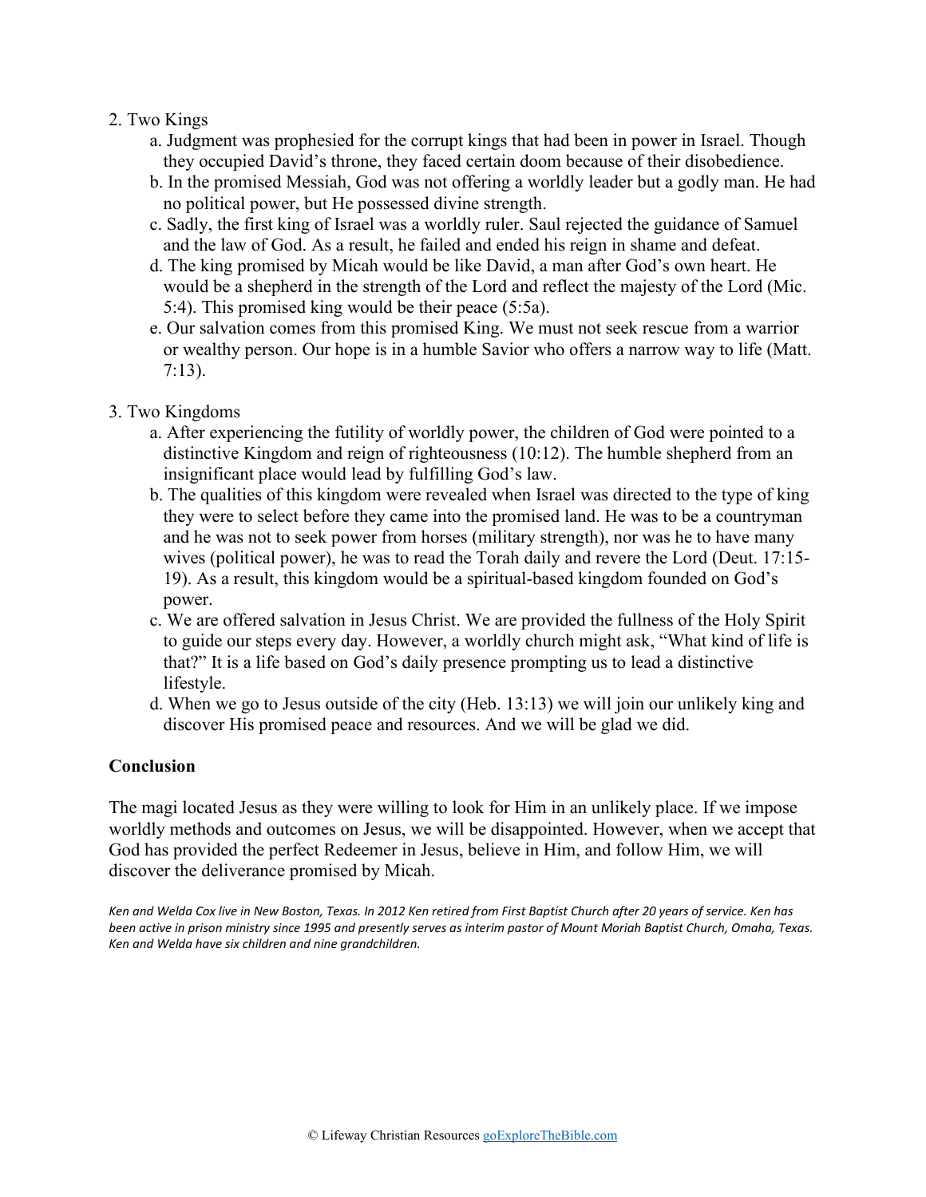2. Two Kings
   a. Judgment was prophesied for the corrupt kings that had been in power in Israel. Though they occupied David's throne, they faced certain doom because of their disobedience.
   b. In the promised Messiah, God was not offering a worldly leader but a godly man. He had no political power, but He possessed divine strength.
   c. Sadly, the first king of Israel was a worldly ruler. Saul rejected the guidance of Samuel and the law of God. As a result, he failed and ended his reign in shame and defeat.
   d. The king promised by Micah would be like David, a man after God's own heart. He would be a shepherd in the strength of the Lord and reflect the majesty of the Lord (Mic. 5:4). This promised king would be their peace (5:5a).
   e. Our salvation comes from this promised King. We must not seek rescue from a warrior or wealthy person. Our hope is in a humble Savior who offers a narrow way to life (Matt. 7:13).

3. Two Kingdoms
   a. After experiencing the futility of worldly power, the children of God were pointed to a distinctive Kingdom and reign of righteousness (10:12). The humble shepherd from an insignificant place would lead by fulfilling God's law.
   b. The qualities of this kingdom were revealed when Israel was directed to the type of king they were to select before they came into the promised land. He was to be a countryman and he was not to seek power from horses (military strength), nor was he to have many wives (political power), he was to read the Torah daily and revere the Lord (Deut. 17:15-19). As a result, this kingdom would be a spiritual-based kingdom founded on God's power.
   c. We are offered salvation in Jesus Christ. We are provided the fullness of the Holy Spirit to guide our steps every day. However, a worldly church might ask, "What kind of life is that?" It is a life based on God's daily presence prompting us to lead a distinctive lifestyle.
   d. When we go to Jesus outside of the city (Heb. 13:13) we will join our unlikely king and discover His promised peace and resources. And we will be glad we did.

**Conclusion**

The magi located Jesus as they were willing to look for Him in an unlikely place. If we impose worldly methods and outcomes on Jesus, we will be disappointed. However, when we accept that God has provided the perfect Redeemer in Jesus, believe in Him, and follow Him, we will discover the deliverance promised by Micah.

*Ken and Welda Cox live in New Boston, Texas. In 2012 Ken retired from First Baptist Church after 20 years of service. Ken has been active in prison ministry since 1995 and presently serves as interim pastor of Mount Moriah Baptist Church, Omaha, Texas. Ken and Welda have six children and nine grandchildren.*

© Lifeway Christian Resources goExploreTheBible.com